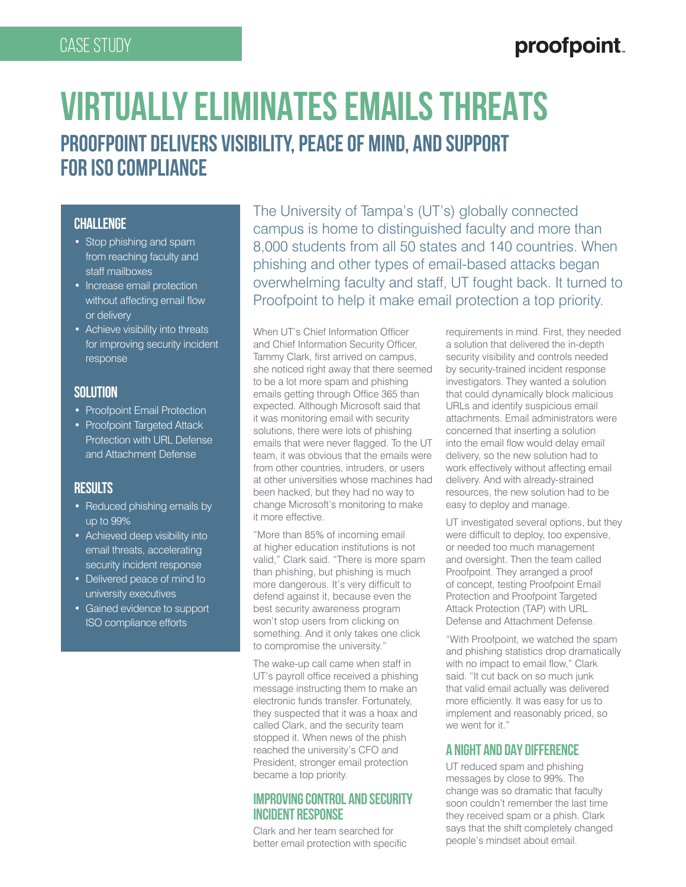CASE STUDY

# VIRTUALLY ELIMINATES EMAILS THREATS

## PROOFPOINT DELIVERS VISIBILITY, PEACE OF MIND, AND SUPPORT FOR ISO COMPLIANCE

### CHALLENGE

- Stop phishing and spam from reaching faculty and staff mailboxes
- Increase email protection without affecting email flow or delivery
- Achieve visibility into threats for improving security incident response

### SOLUTION

- Proofpoint Email Protection
- Proofpoint Targeted Attack Protection with URL Defense and Attachment Defense

### RESULTS

- Reduced phishing emails by up to 99%
- Achieved deep visibility into email threats, accelerating security incident response
- Delivered peace of mind to university executives
- Gained evidence to support ISO compliance efforts

The University of Tampa's (UT's) globally connected campus is home to distinguished faculty and more than 8,000 students from all 50 states and 140 countries. When phishing and other types of email-based attacks began overwhelming faculty and staff, UT fought back. It turned to Proofpoint to help it make email protection a top priority.

When UT's Chief Information Officer and Chief Information Security Officer, Tammy Clark, first arrived on campus, she noticed right away that there seemed to be a lot more spam and phishing emails getting through Office 365 than expected. Although Microsoft said that it was monitoring email with security solutions, there were lots of phishing emails that were never flagged. To the UT team, it was obvious that the emails were from other countries, intruders, or users at other universities whose machines had been hacked, but they had no way to change Microsoft's monitoring to make it more effective.

"More than 85% of incoming email at higher education institutions is not valid," Clark said. "There is more spam than phishing, but phishing is much more dangerous. It's very difficult to defend against it, because even the best security awareness program won't stop users from clicking on something. And it only takes one click to compromise the university."

The wake-up call came when staff in UT's payroll office received a phishing message instructing them to make an electronic funds transfer. Fortunately, they suspected that it was a hoax and called Clark, and the security team stopped it. When news of the phish reached the university's CFO and President, stronger email protection became a top priority.

### IMPROVING CONTROL AND SECURITY INCIDENT RESPONSE

Clark and her team searched for better email protection with specific requirements in mind. First, they needed a solution that delivered the in-depth security visibility and controls needed by security-trained incident response investigators. They wanted a solution that could dynamically block malicious URLs and identify suspicious email attachments. Email administrators were concerned that inserting a solution into the email flow would delay email delivery, so the new solution had to work effectively without affecting email delivery. And with already-strained resources, the new solution had to be easy to deploy and manage.

UT investigated several options, but they were difficult to deploy, too expensive, or needed too much management and oversight. Then the team called Proofpoint. They arranged a proof of concept, testing Proofpoint Email Protection and Proofpoint Targeted Attack Protection (TAP) with URL Defense and Attachment Defense.

"With Proofpoint, we watched the spam and phishing statistics drop dramatically with no impact to email flow," Clark said. "It cut back on so much junk that valid email actually was delivered more efficiently. It was easy for us to implement and reasonably priced, so we went for it."

### A NIGHT AND DAY DIFFERENCE

UT reduced spam and phishing messages by close to 99%. The change was so dramatic that faculty soon couldn't remember the last time they received spam or a phish. Clark says that the shift completely changed people's mindset about email.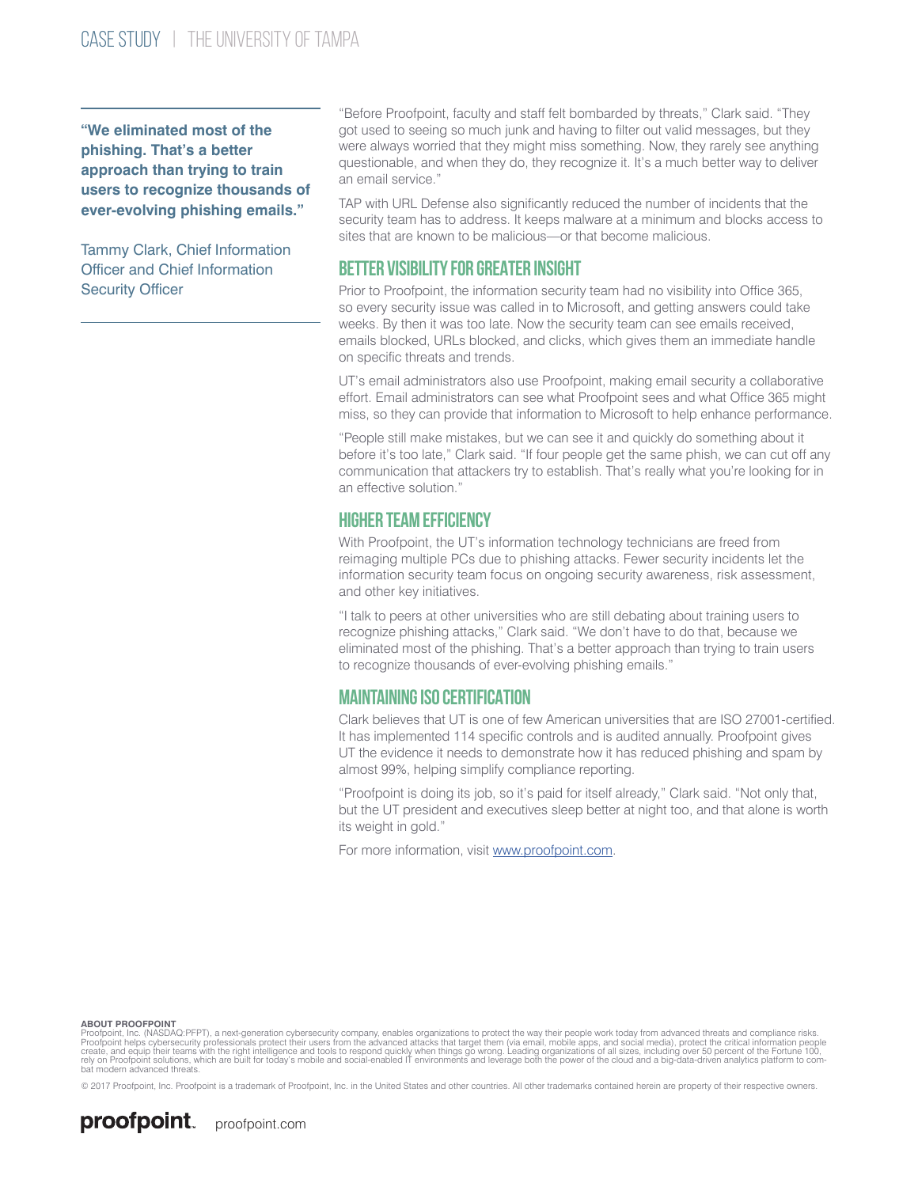**"We eliminated most of the phishing. That's a better approach than trying to train users to recognize thousands of ever-evolving phishing emails."**

Tammy Clark, Chief Information Officer and Chief Information Security Officer

"Before Proofpoint, faculty and staff felt bombarded by threats," Clark said. "They got used to seeing so much junk and having to filter out valid messages, but they were always worried that they might miss something. Now, they rarely see anything questionable, and when they do, they recognize it. It's a much better way to deliver an email service."

TAP with URL Defense also significantly reduced the number of incidents that the security team has to address. It keeps malware at a minimum and blocks access to sites that are known to be malicious—or that become malicious.

## BETTER VISIBILITY FOR GREATER INSIGHT

Prior to Proofpoint, the information security team had no visibility into Office 365, so every security issue was called in to Microsoft, and getting answers could take weeks. By then it was too late. Now the security team can see emails received, emails blocked, URLs blocked, and clicks, which gives them an immediate handle on specific threats and trends.

UT's email administrators also use Proofpoint, making email security a collaborative effort. Email administrators can see what Proofpoint sees and what Office 365 might miss, so they can provide that information to Microsoft to help enhance performance.

"People still make mistakes, but we can see it and quickly do something about it before it's too late," Clark said. "If four people get the same phish, we can cut off any communication that attackers try to establish. That's really what you're looking for in an effective solution."

## HIGHER TEAM EFFICIENCY

With Proofpoint, the UT's information technology technicians are freed from reimaging multiple PCs due to phishing attacks. Fewer security incidents let the information security team focus on ongoing security awareness, risk assessment, and other key initiatives.

"I talk to peers at other universities who are still debating about training users to recognize phishing attacks," Clark said. "We don't have to do that, because we eliminated most of the phishing. That's a better approach than trying to train users to recognize thousands of ever-evolving phishing emails."

## MAINTAINING ISO CERTIFICATION

Clark believes that UT is one of few American universities that are ISO 27001-certified. It has implemented 114 specific controls and is audited annually. Proofpoint gives UT the evidence it needs to demonstrate how it has reduced phishing and spam by almost 99%, helping simplify compliance reporting.

"Proofpoint is doing its job, so it's paid for itself already," Clark said. "Not only that, but the UT president and executives sleep better at night too, and that alone is worth its weight in gold."

For more information, visit www.proofpoint.com.

**ABOUT PROOFPOINT**
Proofpoint, Inc. (NASDAQ:PFPT), a next-generation cybersecurity company, enables organizations to protect the way their people work today from advanced threats and compliance risks. Proofpoint helps cybersecurity professionals protect their users from the advanced attacks that target them (via email, mobile apps, and social media), protect the critical information people create, and equip their teams with the right intelligence and tools to respond quickly when things go wrong. Leading organizations of all sizes, including over 50 percent of the Fortune 100, rely on Proofpoint solutions, which are built for today's mobile and social-enabled IT environments and leverage both the power of the cloud and a big-data-driven analytics platform to combat modern advanced threats.

© 2017 Proofpoint, Inc. Proofpoint is a trademark of Proofpoint, Inc. in the United States and other countries. All other trademarks contained herein are property of their respective owners.

proofpoint. proofpoint.com